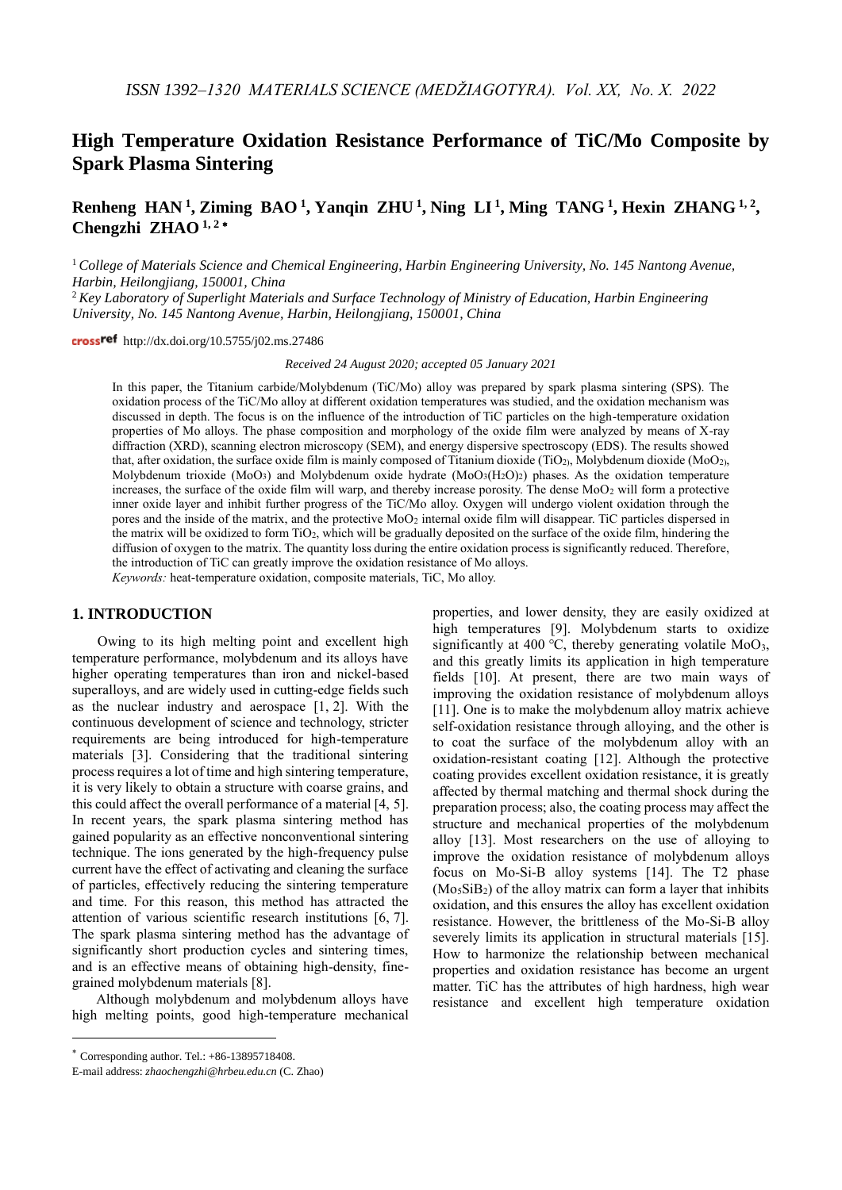# High Temperature Oxidation Resistance Performance of TiC/Mo Composite by Spark Plasma Sintering

**Renheng HAN [1], Ziming BAO [1], Yanqin ZHU [1], Ning LI [1], Ming TANG [1], Hexin ZHANG [1, 2], Chengzhi ZHAO [1, 2] ***

[1] *College of Materials Science and Chemical Engineering, Harbin Engineering University, No. 145 Nantong Avenue, Harbin, Heilongjiang, 150001, China*

[2] *Key Laboratory of Superlight Materials and Surface Technology of Ministry of Education, Harbin Engineering University, No. 145 Nantong Avenue, Harbin, Heilongjiang, 150001, China*

http://dx.doi.org/10.5755/j02.ms.27486

*Received 24 August 2020; accepted 05 January 2021*

In this paper, the Titanium carbide/Molybdenum (TiC/Mo) alloy was prepared by spark plasma sintering (SPS). The oxidation process of the TiC/Mo alloy at different oxidation temperatures was studied, and the oxidation mechanism was discussed in depth. The focus is on the influence of the introduction of TiC particles on the high-temperature oxidation properties of Mo alloys. The phase composition and morphology of the oxide film were analyzed by means of X-ray diffraction (XRD), scanning electron microscopy (SEM), and energy dispersive spectroscopy (EDS). The results showed that, after oxidation, the surface oxide film is mainly composed of Titanium dioxide ($TiO_2$), Molybdenum dioxide ($MoO_2$), Molybdenum trioxide ($MoO_3$) and Molybdenum oxide hydrate ($MoO_3(H_2O)_2$) phases. As the oxidation temperature increases, the surface of the oxide film will warp, and thereby increase porosity. The dense $MoO_2$ will form a protective inner oxide layer and inhibit further progress of the TiC/Mo alloy. Oxygen will undergo violent oxidation through the pores and the inside of the matrix, and the protective $MoO_2$ internal oxide film will disappear. TiC particles dispersed in the matrix will be oxidized to form $TiO_2$, which will be gradually deposited on the surface of the oxide film, hindering the diffusion of oxygen to the matrix. The quantity loss during the entire oxidation process is significantly reduced. Therefore, the introduction of TiC can greatly improve the oxidation resistance of Mo alloys.

*Keywords:* heat-temperature oxidation, composite materials, TiC, Mo alloy.

## 1. INTRODUCTION

Owing to its high melting point and excellent high temperature performance, molybdenum and its alloys have higher operating temperatures than iron and nickel-based superalloys, and are widely used in cutting-edge fields such as the nuclear industry and aerospace [1, 2]. With the continuous development of science and technology, stricter requirements are being introduced for high-temperature materials [3]. Considering that the traditional sintering process requires a lot of time and high sintering temperature, it is very likely to obtain a structure with coarse grains, and this could affect the overall performance of a material [4, 5]. In recent years, the spark plasma sintering method has gained popularity as an effective nonconventional sintering technique. The ions generated by the high-frequency pulse current have the effect of activating and cleaning the surface of particles, effectively reducing the sintering temperature and time. For this reason, this method has attracted the attention of various scientific research institutions [6, 7]. The spark plasma sintering method has the advantage of significantly short production cycles and sintering times, and is an effective means of obtaining high-density, fine-grained molybdenum materials [8].

Although molybdenum and molybdenum alloys have high melting points, good high-temperature mechanical properties, and lower density, they are easily oxidized at high temperatures [9]. Molybdenum starts to oxidize significantly at 400 °C, thereby generating volatile $MoO_3$, and this greatly limits its application in high temperature fields [10]. At present, there are two main ways of improving the oxidation resistance of molybdenum alloys [11]. One is to make the molybdenum alloy matrix achieve self-oxidation resistance through alloying, and the other is to coat the surface of the molybdenum alloy with an oxidation-resistant coating [12]. Although the protective coating provides excellent oxidation resistance, it is greatly affected by thermal matching and thermal shock during the preparation process; also, the coating process may affect the structure and mechanical properties of the molybdenum alloy [13]. Most researchers on the use of alloying to improve the oxidation resistance of molybdenum alloys focus on Mo-Si-B alloy systems [14]. The T2 phase ($Mo_5SiB_2$) of the alloy matrix can form a layer that inhibits oxidation, and this ensures the alloy has excellent oxidation resistance. However, the brittleness of the Mo-Si-B alloy severely limits its application in structural materials [15]. How to harmonize the relationship between mechanical properties and oxidation resistance has become an urgent matter. TiC has the attributes of high hardness, high wear resistance and excellent high temperature oxidation

* Corresponding author. Tel.: +86-13895718408.
E-mail address: *zhaochengzhi@hrbeu.edu.cn* (C. Zhao)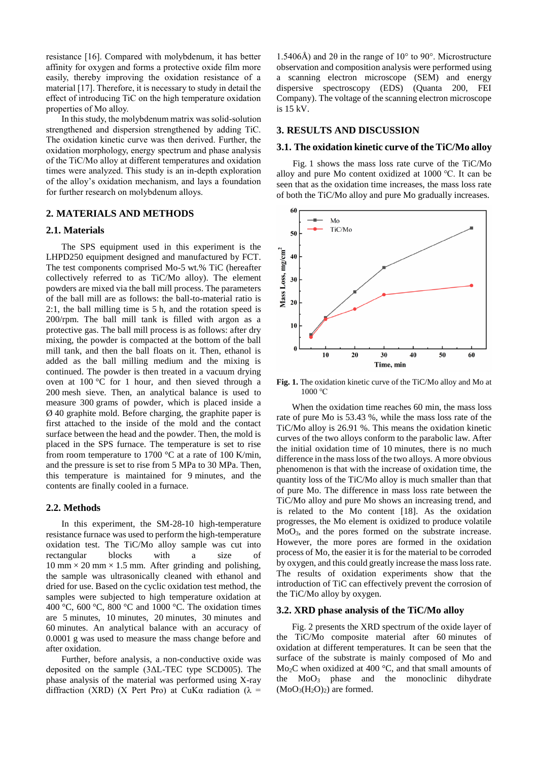resistance [16]. Compared with molybdenum, it has better affinity for oxygen and forms a protective oxide film more easily, thereby improving the oxidation resistance of a material [17]. Therefore, it is necessary to study in detail the effect of introducing TiC on the high temperature oxidation properties of Mo alloy.

In this study, the molybdenum matrix was solid-solution strengthened and dispersion strengthened by adding TiC. The oxidation kinetic curve was then derived. Further, the oxidation morphology, energy spectrum and phase analysis of the TiC/Mo alloy at different temperatures and oxidation times were analyzed. This study is an in-depth exploration of the alloy's oxidation mechanism, and lays a foundation for further research on molybdenum alloys.

## 2. MATERIALS AND METHODS

### 2.1. Materials

The SPS equipment used in this experiment is the LHPD250 equipment designed and manufactured by FCT. The test components comprised Mo-5 wt.% TiC (hereafter collectively referred to as TiC/Mo alloy). The element powders are mixed via the ball mill process. The parameters of the ball mill are as follows: the ball-to-material ratio is 2:1, the ball milling time is 5 h, and the rotation speed is 200/rpm. The ball mill tank is filled with argon as a protective gas. The ball mill process is as follows: after dry mixing, the powder is compacted at the bottom of the ball mill tank, and then the ball floats on it. Then, ethanol is added as the ball milling medium and the mixing is continued. The powder is then treated in a vacuum drying oven at 100 °C for 1 hour, and then sieved through a 200 mesh sieve. Then, an analytical balance is used to measure 300 grams of powder, which is placed inside a Ø 40 graphite mold. Before charging, the graphite paper is first attached to the inside of the mold and the contact surface between the head and the powder. Then, the mold is placed in the SPS furnace. The temperature is set to rise from room temperature to 1700 °C at a rate of 100 K/min, and the pressure is set to rise from 5 MPa to 30 MPa. Then, this temperature is maintained for 9 minutes, and the contents are finally cooled in a furnace.

### 2.2. Methods

In this experiment, the SM-28-10 high-temperature resistance furnace was used to perform the high-temperature oxidation test. The TiC/Mo alloy sample was cut into rectangular blocks with a size of 10 mm × 20 mm × 1.5 mm. After grinding and polishing, the sample was ultrasonically cleaned with ethanol and dried for use. Based on the cyclic oxidation test method, the samples were subjected to high temperature oxidation at 400 °C, 600 °C, 800 °C and 1000 °C. The oxidation times are 5 minutes, 10 minutes, 20 minutes, 30 minutes and 60 minutes. An analytical balance with an accuracy of 0.0001 g was used to measure the mass change before and after oxidation.

Further, before analysis, a non-conductive oxide was deposited on the sample (3ΔL-TEC type SCD005). The phase analysis of the material was performed using X-ray diffraction (XRD) (X Pert Pro) at CuKα radiation (λ = 1.5406Å) and 2θ in the range of 10° to 90°. Microstructure observation and composition analysis were performed using a scanning electron microscope (SEM) and energy dispersive spectroscopy (EDS) (Quanta 200, FEI Company). The voltage of the scanning electron microscope is 15 kV.

## 3. RESULTS AND DISCUSSION

### 3.1. The oxidation kinetic curve of the TiC/Mo alloy

Fig. 1 shows the mass loss rate curve of the TiC/Mo alloy and pure Mo content oxidized at 1000 °C. It can be seen that as the oxidation time increases, the mass loss rate of both the TiC/Mo alloy and pure Mo gradually increases.

**Fig. 1.** The oxidation kinetic curve of the TiC/Mo alloy and Mo at 1000 °C

When the oxidation time reaches 60 min, the mass loss rate of pure Mo is 53.43 %, while the mass loss rate of the TiC/Mo alloy is 26.91 %. This means the oxidation kinetic curves of the two alloys conform to the parabolic law. After the initial oxidation time of 10 minutes, there is no much difference in the mass loss of the two alloys. A more obvious phenomenon is that with the increase of oxidation time, the quantity loss of the TiC/Mo alloy is much smaller than that of pure Mo. The difference in mass loss rate between the TiC/Mo alloy and pure Mo shows an increasing trend, and is related to the Mo content [18]. As the oxidation progresses, the Mo element is oxidized to produce volatile $MoO_3$, and the pores formed on the substrate increase. However, the more pores are formed in the oxidation process of Mo, the easier it is for the material to be corroded by oxygen, and this could greatly increase the mass loss rate. The results of oxidation experiments show that the introduction of TiC can effectively prevent the corrosion of the TiC/Mo alloy by oxygen.

### 3.2. XRD phase analysis of the TiC/Mo alloy

Fig. 2 presents the XRD spectrum of the oxide layer of the TiC/Mo composite material after 60 minutes of oxidation at different temperatures. It can be seen that the surface of the substrate is mainly composed of Mo and $Mo_2C$ when oxidized at 400 °C, and that small amounts of the $MoO_3$ phase and the monoclinic dihydrate ($MoO_3(H_2O)_2$) are formed.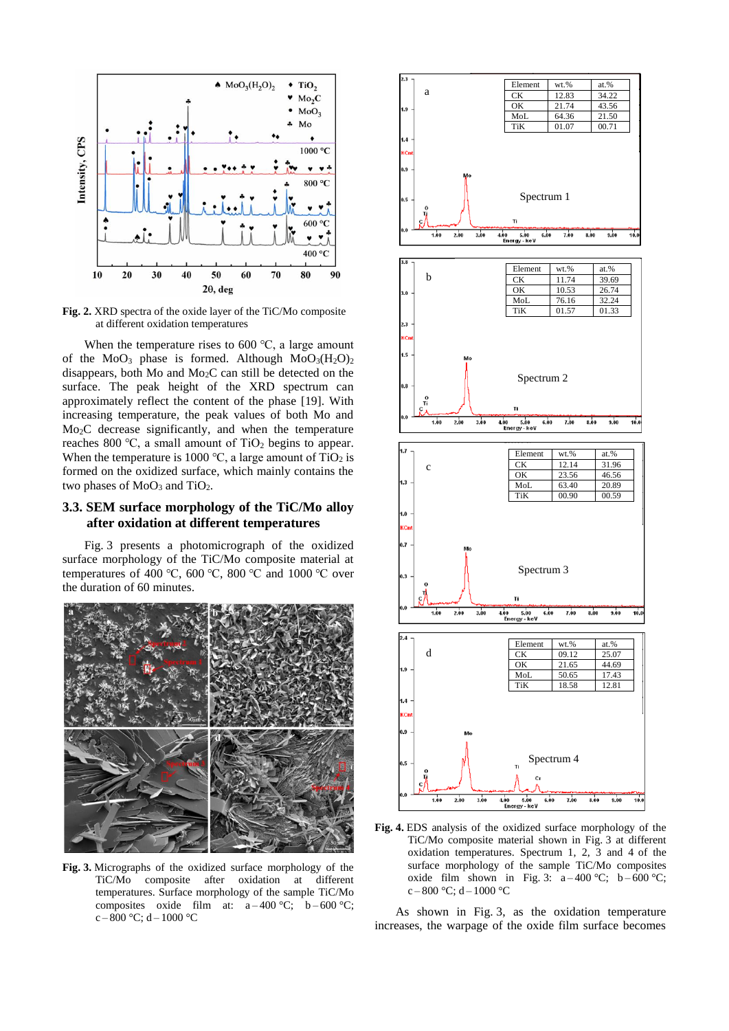**Fig. 2.** XRD spectra of the oxide layer of the TiC/Mo composite at different oxidation temperatures

When the temperature rises to 600 °C, a large amount of the $MoO_3$ phase is formed. Although $MoO_3(H_2O)_2$ disappears, both Mo and $Mo_2C$ can still be detected on the surface. The peak height of the XRD spectrum can approximately reflect the content of the phase [19]. With increasing temperature, the peak values of both Mo and $Mo_2C$ decrease significantly, and when the temperature reaches 800 °C, a small amount of $TiO_2$ begins to appear. When the temperature is 1000 °C, a large amount of $TiO_2$ is formed on the oxidized surface, which mainly contains the two phases of $MoO_3$ and $TiO_2$.

### 3.3. SEM surface morphology of the TiC/Mo alloy after oxidation at different temperatures

Fig. 3 presents a photomicrograph of the oxidized surface morphology of the TiC/Mo composite material at temperatures of 400 °C, 600 °C, 800 °C and 1000 °C over the duration of 60 minutes.

**Fig. 3.** Micrographs of the oxidized surface morphology of the TiC/Mo composite after oxidation at different temperatures. Surface morphology of the sample TiC/Mo composites oxide film at: a – 400 °C; b – 600 °C; c – 800 °C; d – 1000 °C

a

| Element | wt.% | at.% |
|---|---|---|
| CK | 12.83 | 34.22 |
| OK | 21.74 | 43.56 |
| MoL | 64.36 | 21.50 |
| TiK | 01.07 | 00.71 |

b

| Element | wt.% | at.% |
|---|---|---|
| CK | 11.74 | 39.69 |
| OK | 10.53 | 26.74 |
| MoL | 76.16 | 32.24 |
| TiK | 01.57 | 01.33 |

c

| Element | wt.% | at.% |
|---|---|---|
| CK | 12.14 | 31.96 |
| OK | 23.56 | 46.56 |
| MoL | 63.40 | 20.89 |
| TiK | 00.90 | 00.59 |

d

| Element | wt.% | at.% |
|---|---|---|
| CK | 09.12 | 25.07 |
| OK | 21.65 | 44.69 |
| MoL | 50.65 | 17.43 |
| TiK | 18.58 | 12.81 |

**Fig. 4.** EDS analysis of the oxidized surface morphology of the TiC/Mo composite material shown in Fig. 3 at different oxidation temperatures. Spectrum 1, 2, 3 and 4 of the surface morphology of the sample TiC/Mo composites oxide film shown in Fig. 3: a – 400 °C; b – 600 °C; c – 800 °C; d – 1000 °C

As shown in Fig. 3, as the oxidation temperature increases, the warpage of the oxide film surface becomes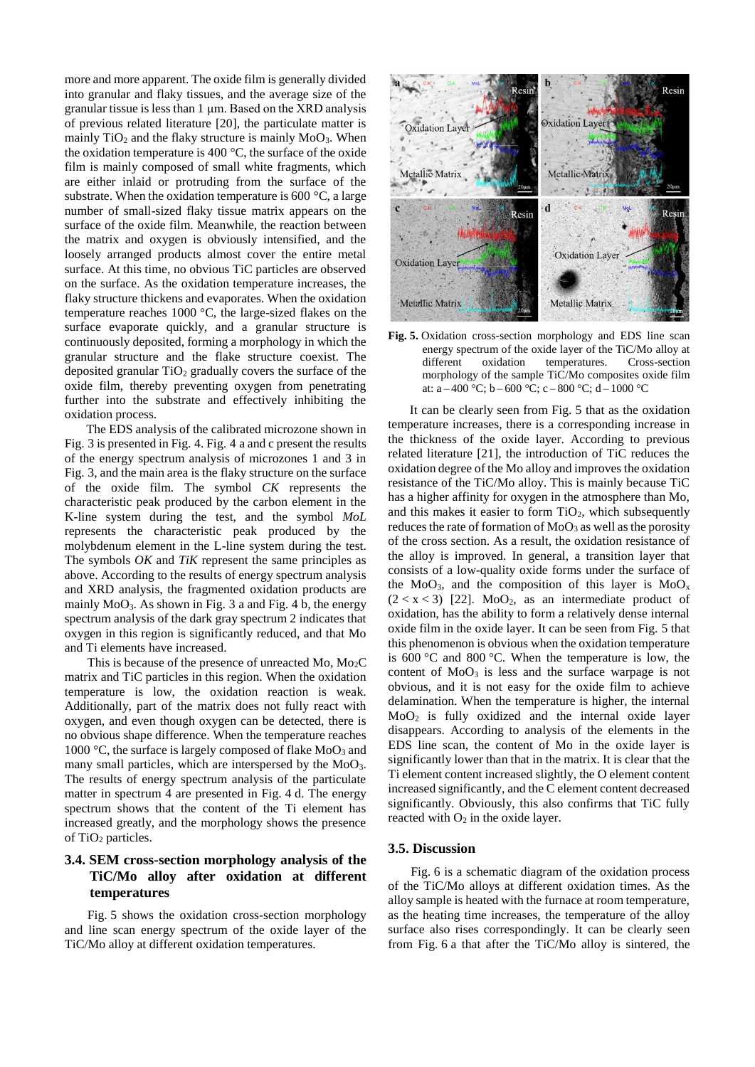more and more apparent. The oxide film is generally divided into granular and flaky tissues, and the average size of the granular tissue is less than 1 µm. Based on the XRD analysis of previous related literature [20], the particulate matter is mainly $TiO_2$ and the flaky structure is mainly $MoO_3$. When the oxidation temperature is 400 °C, the surface of the oxide film is mainly composed of small white fragments, which are either inlaid or protruding from the surface of the substrate. When the oxidation temperature is 600 °C, a large number of small-sized flaky tissue matrix appears on the surface of the oxide film. Meanwhile, the reaction between the matrix and oxygen is obviously intensified, and the loosely arranged products almost cover the entire metal surface. At this time, no obvious TiC particles are observed on the surface. As the oxidation temperature increases, the flaky structure thickens and evaporates. When the oxidation temperature reaches 1000 °C, the large-sized flakes on the surface evaporate quickly, and a granular structure is continuously deposited, forming a morphology in which the granular structure and the flake structure coexist. The deposited granular $TiO_2$ gradually covers the surface of the oxide film, thereby preventing oxygen from penetrating further into the substrate and effectively inhibiting the oxidation process.

The EDS analysis of the calibrated microzone shown in Fig. 3 is presented in Fig. 4. Fig. 4 a and c present the results of the energy spectrum analysis of microzones 1 and 3 in Fig. 3, and the main area is the flaky structure on the surface of the oxide film. The symbol *CK* represents the characteristic peak produced by the carbon element in the K-line system during the test, and the symbol *MoL* represents the characteristic peak produced by the molybdenum element in the L-line system during the test. The symbols *OK* and *TiK* represent the same principles as above. According to the results of energy spectrum analysis and XRD analysis, the fragmented oxidation products are mainly $MoO_3$. As shown in Fig. 3 a and Fig. 4 b, the energy spectrum analysis of the dark gray spectrum 2 indicates that oxygen in this region is significantly reduced, and that Mo and Ti elements have increased.

This is because of the presence of unreacted Mo, $Mo_2C$ matrix and TiC particles in this region. When the oxidation temperature is low, the oxidation reaction is weak. Additionally, part of the matrix does not fully react with oxygen, and even though oxygen can be detected, there is no obvious shape difference. When the temperature reaches 1000 °C, the surface is largely composed of flake $MoO_3$ and many small particles, which are interspersed by the $MoO_3$. The results of energy spectrum analysis of the particulate matter in spectrum 4 are presented in Fig. 4 d. The energy spectrum shows that the content of the Ti element has increased greatly, and the morphology shows the presence of $TiO_2$ particles.

### 3.4. SEM cross-section morphology analysis of the TiC/Mo alloy after oxidation at different temperatures

Fig. 5 shows the oxidation cross-section morphology and line scan energy spectrum of the oxide layer of the TiC/Mo alloy at different oxidation temperatures.

**Fig. 5.** Oxidation cross-section morphology and EDS line scan energy spectrum of the oxide layer of the TiC/Mo alloy at different oxidation temperatures. Cross-section morphology of the sample TiC/Mo composites oxide film at: a – 400 °C; b – 600 °C; c – 800 °C; d – 1000 °C

It can be clearly seen from Fig. 5 that as the oxidation temperature increases, there is a corresponding increase in the thickness of the oxide layer. According to previous related literature [21], the introduction of TiC reduces the oxidation degree of the Mo alloy and improves the oxidation resistance of the TiC/Mo alloy. This is mainly because TiC has a higher affinity for oxygen in the atmosphere than Mo, and this makes it easier to form $TiO_2$, which subsequently reduces the rate of formation of $MoO_3$ as well as the porosity of the cross section. As a result, the oxidation resistance of the alloy is improved. In general, a transition layer that consists of a low-quality oxide forms under the surface of the $MoO_3$, and the composition of this layer is $MoO_x$ $(2 < x < 3)$ [22]. $MoO_2$, as an intermediate product of oxidation, has the ability to form a relatively dense internal oxide film in the oxide layer. It can be seen from Fig. 5 that this phenomenon is obvious when the oxidation temperature is 600 °C and 800 °C. When the temperature is low, the content of $MoO_3$ is less and the surface warpage is not obvious, and it is not easy for the oxide film to achieve delamination. When the temperature is higher, the internal $MoO_2$ is fully oxidized and the internal oxide layer disappears. According to analysis of the elements in the EDS line scan, the content of Mo in the oxide layer is significantly lower than that in the matrix. It is clear that the Ti element content increased slightly, the O element content increased significantly, and the C element content decreased significantly. Obviously, this also confirms that TiC fully reacted with $O_2$ in the oxide layer.

### 3.5. Discussion

Fig. 6 is a schematic diagram of the oxidation process of the TiC/Mo alloys at different oxidation times. As the alloy sample is heated with the furnace at room temperature, as the heating time increases, the temperature of the alloy surface also rises correspondingly. It can be clearly seen from Fig. 6 a that after the TiC/Mo alloy is sintered, the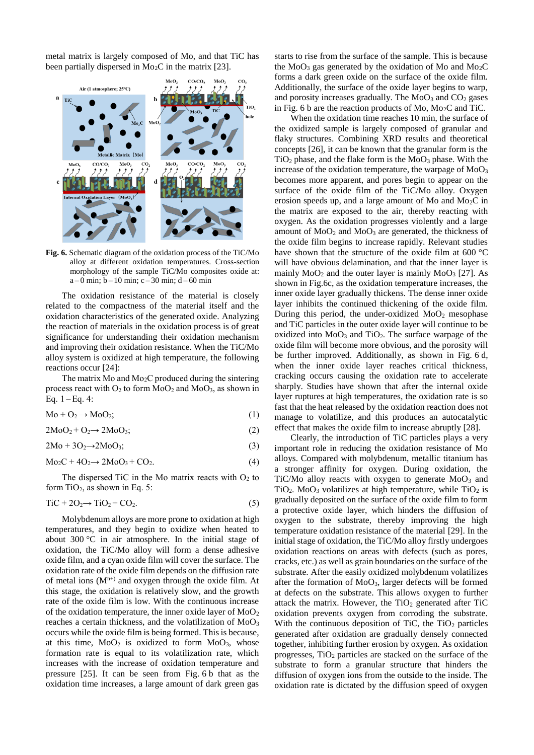metal matrix is largely composed of Mo, and that TiC has been partially dispersed in $Mo_2C$ in the matrix [23].

**Fig. 6.** Schematic diagram of the oxidation process of the TiC/Mo alloy at different oxidation temperatures. Cross-section morphology of the sample TiC/Mo composites oxide at: a – 0 min; b – 10 min; c – 30 min; d – 60 min

The oxidation resistance of the material is closely related to the compactness of the material itself and the oxidation characteristics of the generated oxide. Analyzing the reaction of materials in the oxidation process is of great significance for understanding their oxidation mechanism and improving their oxidation resistance. When the TiC/Mo alloy system is oxidized at high temperature, the following reactions occur [24]:

The matrix Mo and $Mo_2C$ produced during the sintering process react with $O_2$ to form $MoO_2$ and $MoO_3$, as shown in Eq. 1 – Eq. 4:

$$Mo + O_2 \rightarrow MoO_2; \tag{1}$$

$$2MoO_2 + O_2 \rightarrow 2MoO_3; \tag{2}$$

$$2Mo + 3O_2 \rightarrow 2MoO_3; \tag{3}$$

$$Mo_2C + 4O_2 \rightarrow 2MoO_3 + CO_2. \tag{4}$$

The dispersed TiC in the Mo matrix reacts with $O_2$ to form $TiO_2$, as shown in Eq. 5:

$$TiC + 2O_2 \rightarrow TiO_2 + CO_2. \tag{5}$$

Molybdenum alloys are more prone to oxidation at high temperatures, and they begin to oxidize when heated to about 300 °C in air atmosphere. In the initial stage of oxidation, the TiC/Mo alloy will form a dense adhesive oxide film, and a cyan oxide film will cover the surface. The oxidation rate of the oxide film depends on the diffusion rate of metal ions ($M^{n+}$) and oxygen through the oxide film. At this stage, the oxidation is relatively slow, and the growth rate of the oxide film is low. With the continuous increase of the oxidation temperature, the inner oxide layer of $MoO_2$ reaches a certain thickness, and the volatilization of $MoO_3$ occurs while the oxide film is being formed. This is because, at this time, $MoO_2$ is oxidized to form $MoO_3$, whose formation rate is equal to its volatilization rate, which increases with the increase of oxidation temperature and pressure [25]. It can be seen from Fig. 6 b that as the oxidation time increases, a large amount of dark green gas starts to rise from the surface of the sample. This is because the $MoO_3$ gas generated by the oxidation of Mo and $Mo_2C$ forms a dark green oxide on the surface of the oxide film. Additionally, the surface of the oxide layer begins to warp, and porosity increases gradually. The $MoO_3$ and $CO_2$ gases in Fig. 6 b are the reaction products of Mo, $Mo_2C$ and TiC.

When the oxidation time reaches 10 min, the surface of the oxidized sample is largely composed of granular and flaky structures. Combining XRD results and theoretical concepts [26], it can be known that the granular form is the $TiO_2$ phase, and the flake form is the $MoO_3$ phase. With the increase of the oxidation temperature, the warpage of $MoO_3$ becomes more apparent, and pores begin to appear on the surface of the oxide film of the TiC/Mo alloy. Oxygen erosion speeds up, and a large amount of Mo and $Mo_2C$ in the matrix are exposed to the air, thereby reacting with oxygen. As the oxidation progresses violently and a large amount of $MoO_2$ and $MoO_3$ are generated, the thickness of the oxide film begins to increase rapidly. Relevant studies have shown that the structure of the oxide film at 600 °C will have obvious delamination, and that the inner layer is mainly $MoO_2$ and the outer layer is mainly $MoO_3$ [27]. As shown in Fig.6c, as the oxidation temperature increases, the inner oxide layer gradually thickens. The dense inner oxide layer inhibits the continued thickening of the oxide film. During this period, the under-oxidized $MoO_2$ mesophase and TiC particles in the outer oxide layer will continue to be oxidized into $MoO_3$ and $TiO_2$. The surface warpage of the oxide film will become more obvious, and the porosity will be further improved. Additionally, as shown in Fig. 6 d, when the inner oxide layer reaches critical thickness, cracking occurs causing the oxidation rate to accelerate sharply. Studies have shown that after the internal oxide layer ruptures at high temperatures, the oxidation rate is so fast that the heat released by the oxidation reaction does not manage to volatilize, and this produces an autocatalytic effect that makes the oxide film to increase abruptly [28].

Clearly, the introduction of TiC particles plays a very important role in reducing the oxidation resistance of Mo alloys. Compared with molybdenum, metallic titanium has a stronger affinity for oxygen. During oxidation, the TiC/Mo alloy reacts with oxygen to generate $MoO_3$ and $TiO_2$. $MoO_3$ volatilizes at high temperature, while $TiO_2$ is gradually deposited on the surface of the oxide film to form a protective oxide layer, which hinders the diffusion of oxygen to the substrate, thereby improving the high temperature oxidation resistance of the material [29]. In the initial stage of oxidation, the TiC/Mo alloy firstly undergoes oxidation reactions on areas with defects (such as pores, cracks, etc.) as well as grain boundaries on the surface of the substrate. After the easily oxidized molybdenum volatilizes after the formation of $MoO_3$, larger defects will be formed at defects on the substrate. This allows oxygen to further attack the matrix. However, the $TiO_2$ generated after TiC oxidation prevents oxygen from corroding the substrate. With the continuous deposition of TiC, the $TiO_2$ particles generated after oxidation are gradually densely connected together, inhibiting further erosion by oxygen. As oxidation progresses, $TiO_2$ particles are stacked on the surface of the substrate to form a granular structure that hinders the diffusion of oxygen ions from the outside to the inside. The oxidation rate is dictated by the diffusion speed of oxygen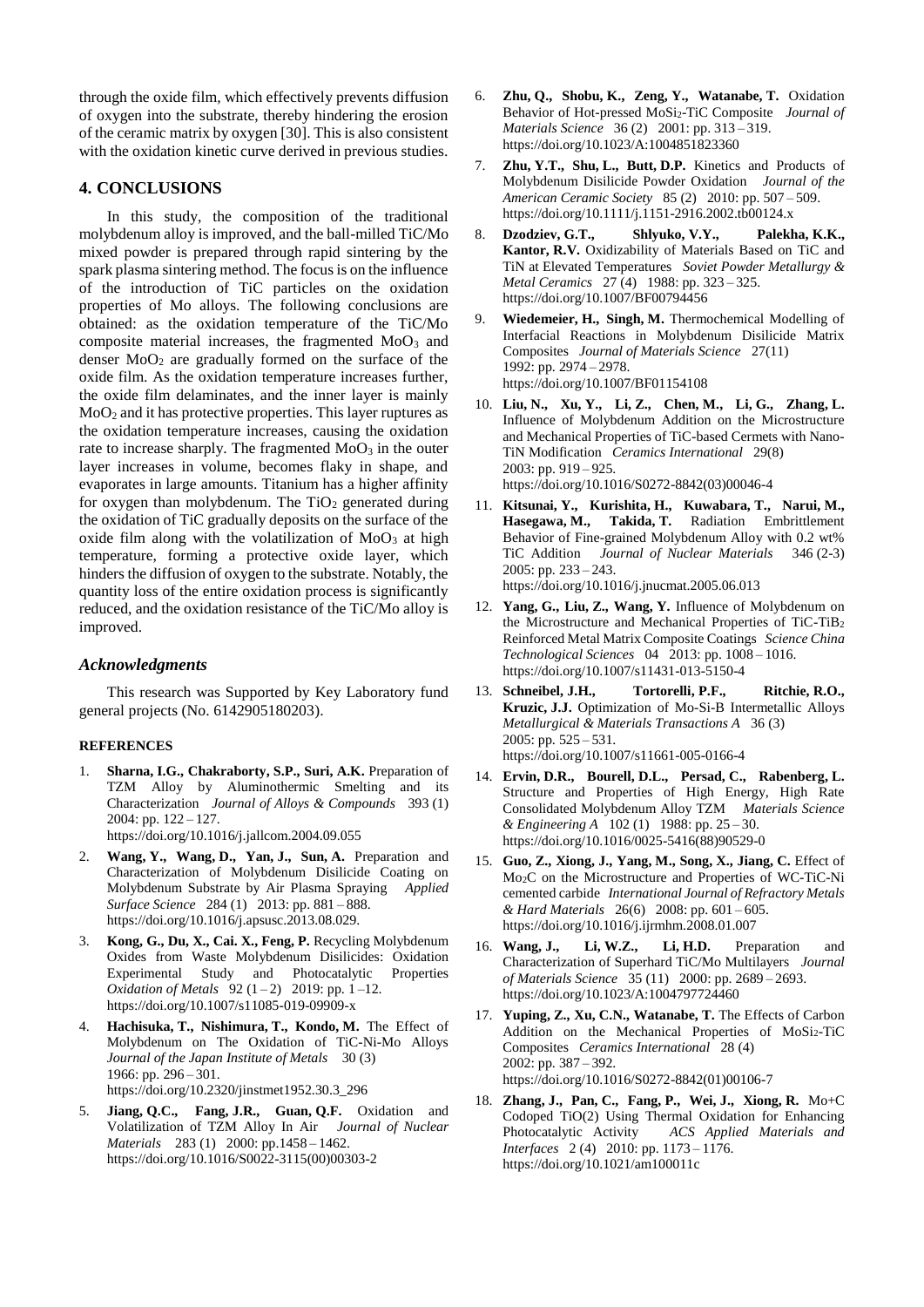through the oxide film, which effectively prevents diffusion of oxygen into the substrate, thereby hindering the erosion of the ceramic matrix by oxygen [30]. This is also consistent with the oxidation kinetic curve derived in previous studies.

## 4. CONCLUSIONS

In this study, the composition of the traditional molybdenum alloy is improved, and the ball-milled TiC/Mo mixed powder is prepared through rapid sintering by the spark plasma sintering method. The focus is on the influence of the introduction of TiC particles on the oxidation properties of Mo alloys. The following conclusions are obtained: as the oxidation temperature of the TiC/Mo composite material increases, the fragmented $MoO_3$ and denser $MoO_2$ are gradually formed on the surface of the oxide film. As the oxidation temperature increases further, the oxide film delaminates, and the inner layer is mainly $MoO_2$ and it has protective properties. This layer ruptures as the oxidation temperature increases, causing the oxidation rate to increase sharply. The fragmented $MoO_3$ in the outer layer increases in volume, becomes flaky in shape, and evaporates in large amounts. Titanium has a higher affinity for oxygen than molybdenum. The $TiO_2$ generated during the oxidation of TiC gradually deposits on the surface of the oxide film along with the volatilization of $MoO_3$ at high temperature, forming a protective oxide layer, which hinders the diffusion of oxygen to the substrate. Notably, the quantity loss of the entire oxidation process is significantly reduced, and the oxidation resistance of the TiC/Mo alloy is improved.

### *Acknowledgments*

This research was Supported by Key Laboratory fund general projects (No. 6142905180203).

#### REFERENCES

1. **Sharna, I.G., Chakraborty, S.P., Suri, A.K.** Preparation of TZM Alloy by Aluminothermic Smelting and its Characterization *Journal of Alloys & Compounds* 393 (1) 2004: pp. 122 – 127. https://doi.org/10.1016/j.jallcom.2004.09.055
2. **Wang, Y., Wang, D., Yan, J., Sun, A.** Preparation and Characterization of Molybdenum Disilicide Coating on Molybdenum Substrate by Air Plasma Spraying *Applied Surface Science* 284 (1) 2013: pp. 881 – 888. https://doi.org/10.1016/j.apsusc.2013.08.029.
3. **Kong, G., Du, X., Cai. X., Feng, P.** Recycling Molybdenum Oxides from Waste Molybdenum Disilicides: Oxidation Experimental Study and Photocatalytic Properties *Oxidation of Metals* 92 (1 – 2) 2019: pp. 1 –12. https://doi.org/10.1007/s11085-019-09909-x
4. **Hachisuka, T., Nishimura, T., Kondo, M.** The Effect of Molybdenum on The Oxidation of TiC-Ni-Mo Alloys *Journal of the Japan Institute of Metals* 30 (3) 1966: pp. 296 – 301. https://doi.org/10.2320/jinstmet1952.30.3_296
5. **Jiang, Q.C., Fang, J.R., Guan, Q.F.** Oxidation and Volatilization of TZM Alloy In Air *Journal of Nuclear Materials* 283 (1) 2000: pp.1458 – 1462. https://doi.org/10.1016/S0022-3115(00)00303-2
6. **Zhu, Q., Shobu, K., Zeng, Y., Watanabe, T.** Oxidation Behavior of Hot-pressed $MoSi_2$-TiC Composite *Journal of Materials Science* 36 (2) 2001: pp. 313 – 319. https://doi.org/10.1023/A:1004851823360
7. **Zhu, Y.T., Shu, L., Butt, D.P.** Kinetics and Products of Molybdenum Disilicide Powder Oxidation *Journal of the American Ceramic Society* 85 (2) 2010: pp. 507 – 509. https://doi.org/10.1111/j.1151-2916.2002.tb00124.x
8. **Dzodziev, G.T., Shlyuko, V.Y., Palekha, K.K., Kantor, R.V.** Oxidizability of Materials Based on TiC and TiN at Elevated Temperatures *Soviet Powder Metallurgy & Metal Ceramics* 27 (4) 1988: pp. 323 – 325. https://doi.org/10.1007/BF00794456
9. **Wiedemeier, H., Singh, M.** Thermochemical Modelling of Interfacial Reactions in Molybdenum Disilicide Matrix Composites *Journal of Materials Science* 27(11) 1992: pp. 2974 – 2978. https://doi.org/10.1007/BF01154108
10. **Liu, N., Xu, Y., Li, Z., Chen, M., Li, G., Zhang, L.** Influence of Molybdenum Addition on the Microstructure and Mechanical Properties of TiC-based Cermets with Nano-TiN Modification *Ceramics International* 29(8) 2003: pp. 919 – 925. https://doi.org/10.1016/S0272-8842(03)00046-4
11. **Kitsunai, Y., Kurishita, H., Kuwabara, T., Narui, M., Hasegawa, M., Takida, T.** Radiation Embrittlement Behavior of Fine-grained Molybdenum Alloy with 0.2 wt% TiC Addition *Journal of Nuclear Materials* 346 (2-3) 2005: pp. 233 – 243. https://doi.org/10.1016/j.jnucmat.2005.06.013
12. **Yang, G., Liu, Z., Wang, Y.** Influence of Molybdenum on the Microstructure and Mechanical Properties of TiC-$TiB_2$ Reinforced Metal Matrix Composite Coatings *Science China Technological Sciences* 04 2013: pp. 1008 – 1016. https://doi.org/10.1007/s11431-013-5150-4
13. **Schneibel, J.H., Tortorelli, P.F., Ritchie, R.O., Kruzic, J.J.** Optimization of Mo-Si-B Intermetallic Alloys *Metallurgical & Materials Transactions A* 36 (3) 2005: pp. 525 – 531. https://doi.org/10.1007/s11661-005-0166-4
14. **Ervin, D.R., Bourell, D.L., Persad, C., Rabenberg, L.** Structure and Properties of High Energy, High Rate Consolidated Molybdenum Alloy TZM *Materials Science & Engineering A* 102 (1) 1988: pp. 25 – 30. https://doi.org/10.1016/0025-5416(88)90529-0
15. **Guo, Z., Xiong, J., Yang, M., Song, X., Jiang, C.** Effect of $Mo_2C$ on the Microstructure and Properties of WC-TiC-Ni cemented carbide *International Journal of Refractory Metals & Hard Materials* 26(6) 2008: pp. 601 – 605. https://doi.org/10.1016/j.ijrmhm.2008.01.007
16. **Wang, J., Li, W.Z., Li, H.D.** Preparation and Characterization of Superhard TiC/Mo Multilayers *Journal of Materials Science* 35 (11) 2000: pp. 2689 – 2693. https://doi.org/10.1023/A:1004797724460
17. **Yuping, Z., Xu, C.N., Watanabe, T.** The Effects of Carbon Addition on the Mechanical Properties of $MoSi_2$-TiC Composites *Ceramics International* 28 (4) 2002: pp. 387 – 392. https://doi.org/10.1016/S0272-8842(01)00106-7
18. **Zhang, J., Pan, C., Fang, P., Wei, J., Xiong, R.** Mo+C Codoped TiO(2) Using Thermal Oxidation for Enhancing Photocatalytic Activity *ACS Applied Materials and Interfaces* 2 (4) 2010: pp. 1173 – 1176. https://doi.org/10.1021/am100011c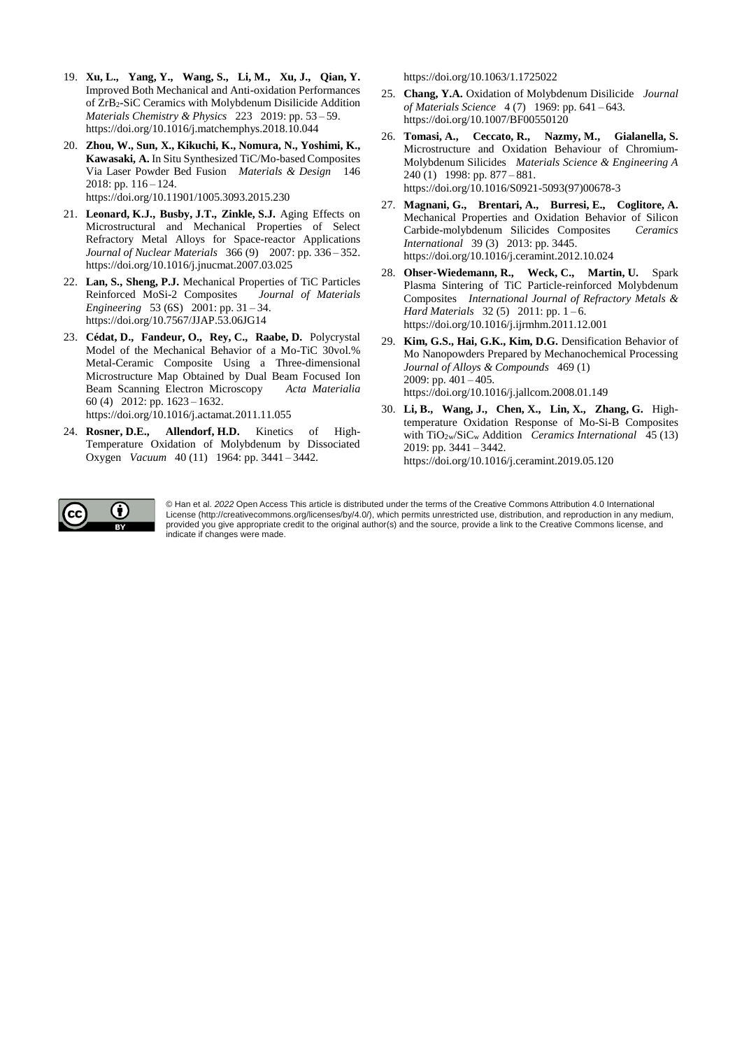19. **Xu, L., Yang, Y., Wang, S., Li, M., Xu, J., Qian, Y.** Improved Both Mechanical and Anti-oxidation Performances of $ZrB_2$-SiC Ceramics with Molybdenum Disilicide Addition *Materials Chemistry & Physics* 223 2019: pp. 53 – 59. https://doi.org/10.1016/j.matchemphys.2018.10.044

20. **Zhou, W., Sun, X., Kikuchi, K., Nomura, N., Yoshimi, K., Kawasaki, A.** In Situ Synthesized TiC/Mo-based Composites Via Laser Powder Bed Fusion *Materials & Design* 146 2018: pp. 116 – 124. https://doi.org/10.11901/1005.3093.2015.230

21. **Leonard, K.J., Busby, J.T., Zinkle, S.J.** Aging Effects on Microstructural and Mechanical Properties of Select Refractory Metal Alloys for Space-reactor Applications *Journal of Nuclear Materials* 366 (9) 2007: pp. 336 – 352. https://doi.org/10.1016/j.jnucmat.2007.03.025

22. **Lan, S., Sheng, P.J.** Mechanical Properties of TiC Particles Reinforced MoSi-2 Composites *Journal of Materials Engineering* 53 (6S) 2001: pp. 31 – 34. https://doi.org/10.7567/JJAP.53.06JG14

23. **Cédat, D., Fandeur, O., Rey, C., Raabe, D.** Polycrystal Model of the Mechanical Behavior of a Mo-TiC 30vol.% Metal-Ceramic Composite Using a Three-dimensional Microstructure Map Obtained by Dual Beam Focused Ion Beam Scanning Electron Microscopy *Acta Materialia* 60 (4) 2012: pp. 1623 – 1632. https://doi.org/10.1016/j.actamat.2011.11.055

24. **Rosner, D.E., Allendorf, H.D.** Kinetics of High-Temperature Oxidation of Molybdenum by Dissociated Oxygen *Vacuum* 40 (11) 1964: pp. 3441 – 3442. https://doi.org/10.1063/1.1725022

25. **Chang, Y.A.** Oxidation of Molybdenum Disilicide *Journal of Materials Science* 4 (7) 1969: pp. 641 – 643. https://doi.org/10.1007/BF00550120

26. **Tomasi, A., Ceccato, R., Nazmy, M., Gialanella, S.** Microstructure and Oxidation Behaviour of Chromium-Molybdenum Silicides *Materials Science & Engineering A* 240 (1) 1998: pp. 877 – 881. https://doi.org/10.1016/S0921-5093(97)00678-3

27. **Magnani, G., Brentari, A., Burresi, E., Coglitore, A.** Mechanical Properties and Oxidation Behavior of Silicon Carbide-molybdenum Silicides Composites *Ceramics International* 39 (3) 2013: pp. 3445. https://doi.org/10.1016/j.ceramint.2012.10.024

28. **Ohser-Wiedemann, R., Weck, C., Martin, U.** Spark Plasma Sintering of TiC Particle-reinforced Molybdenum Composites *International Journal of Refractory Metals & Hard Materials* 32 (5) 2011: pp. 1 – 6. https://doi.org/10.1016/j.ijrmhm.2011.12.001

29. **Kim, G.S., Hai, G.K., Kim, D.G.** Densification Behavior of Mo Nanopowders Prepared by Mechanochemical Processing *Journal of Alloys & Compounds* 469 (1) 2009: pp. 401 – 405. https://doi.org/10.1016/j.jallcom.2008.01.149

30. **Li, B., Wang, J., Chen, X., Lin, X., Zhang, G.** High-temperature Oxidation Response of Mo-Si-B Composites with $TiO_{2w}/SiC_w$ Addition *Ceramics International* 45 (13) 2019: pp. 3441 – 3442. https://doi.org/10.1016/j.ceramint.2019.05.120

© Han et al. *2022* Open Access This article is distributed under the terms of the Creative Commons Attribution 4.0 International License (http://creativecommons.org/licenses/by/4.0/), which permits unrestricted use, distribution, and reproduction in any medium, provided you give appropriate credit to the original author(s) and the source, provide a link to the Creative Commons license, and indicate if changes were made.